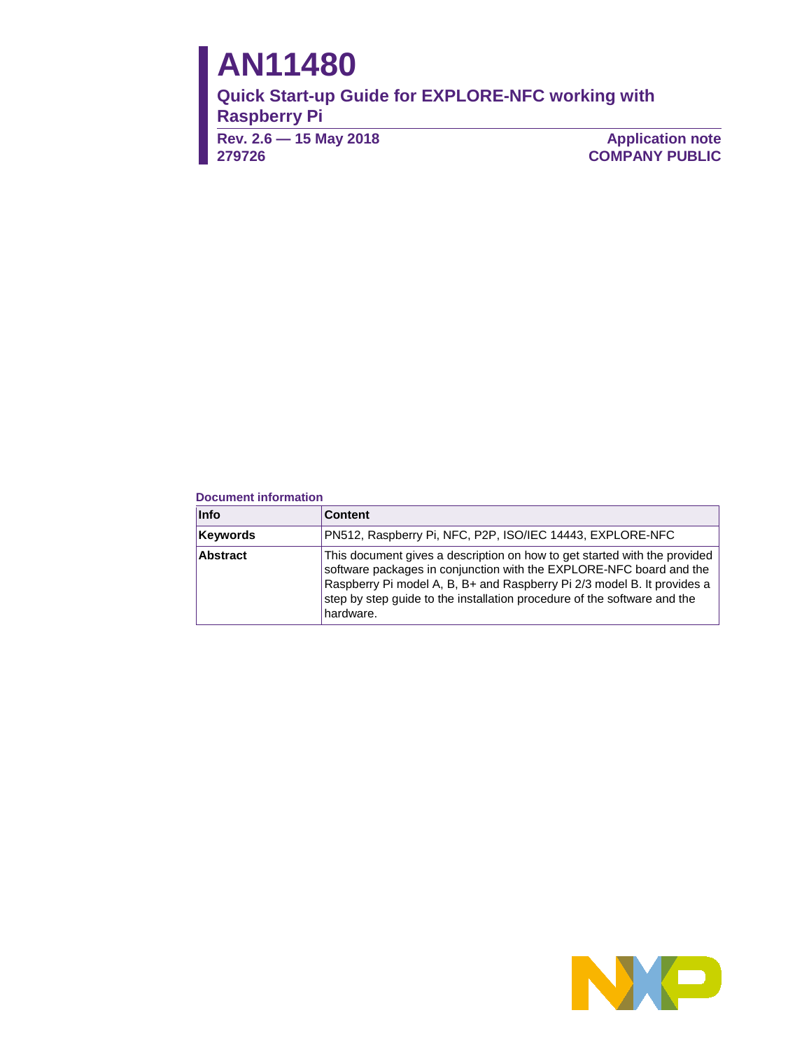# AN11480

## Quick Start-up Guide for EXPLORE-NFC working with Raspberry Pi

**Rev. 2.6 — 15 May 2018**
**279726**

**Application note**
**COMPANY PUBLIC**

**Document information**

| Info | Content |
|---|---|
| **Keywords** | PN512, Raspberry Pi, NFC, P2P, ISO/IEC 14443, EXPLORE-NFC |
| **Abstract** | This document gives a description on how to get started with the provided software packages in conjunction with the EXPLORE-NFC board and the Raspberry Pi model A, B, B+ and Raspberry Pi 2/3 model B. It provides a step by step guide to the installation procedure of the software and the hardware. |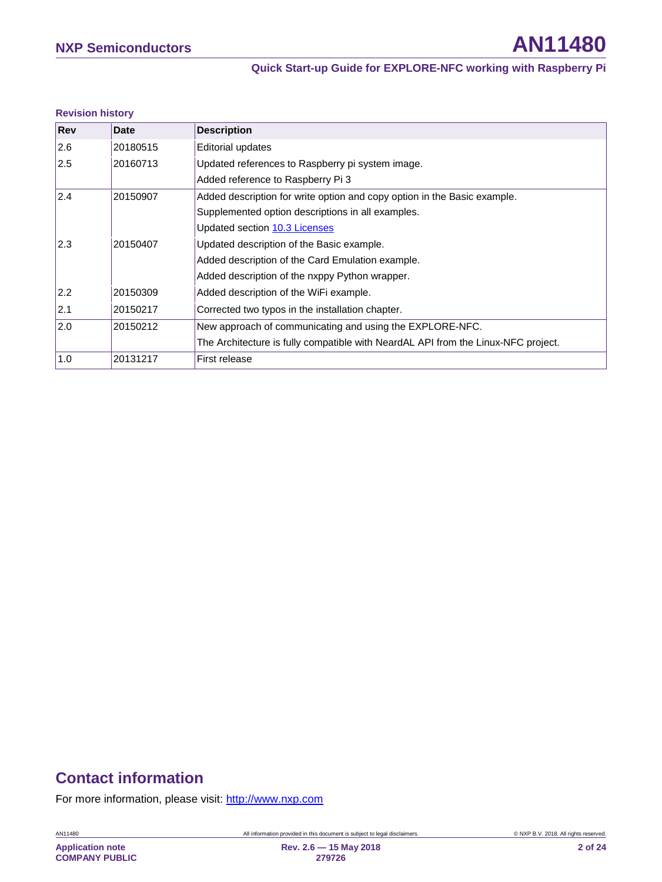**Revision history**

| Rev | Date | Description |
|---|---|---|
| 2.6 | 20180515 | Editorial updates |
| 2.5 | 20160713 | Updated references to Raspberry pi system image. |
| | | Added reference to Raspberry Pi 3 |
| 2.4 | 20150907 | Added description for write option and copy option in the Basic example. |
| | | Supplemented option descriptions in all examples. |
| | | Updated section 10.3 Licenses |
| 2.3 | 20150407 | Updated description of the Basic example. |
| | | Added description of the Card Emulation example. |
| | | Added description of the nxppy Python wrapper. |
| 2.2 | 20150309 | Added description of the WiFi example. |
| 2.1 | 20150217 | Corrected two typos in the installation chapter. |
| 2.0 | 20150212 | New approach of communicating and using the EXPLORE-NFC. |
| | | The Architecture is fully compatible with NeardAL API from the Linux-NFC project. |
| 1.0 | 20131217 | First release |

# Contact information

For more information, please visit: http://www.nxp.com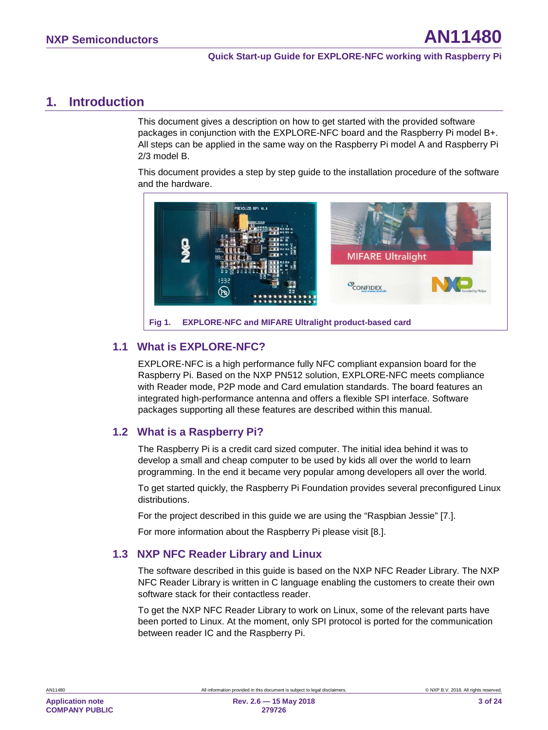# 1. Introduction

This document gives a description on how to get started with the provided software packages in conjunction with the EXPLORE-NFC board and the Raspberry Pi model B+. All steps can be applied in the same way on the Raspberry Pi model A and Raspberry Pi 2/3 model B.

This document provides a step by step guide to the installation procedure of the software and the hardware.

**Fig 1. EXPLORE-NFC and MIFARE Ultralight product-based card**

## 1.1 What is EXPLORE-NFC?

EXPLORE-NFC is a high performance fully NFC compliant expansion board for the Raspberry Pi. Based on the NXP PN512 solution, EXPLORE-NFC meets compliance with Reader mode, P2P mode and Card emulation standards. The board features an integrated high-performance antenna and offers a flexible SPI interface. Software packages supporting all these features are described within this manual.

## 1.2 What is a Raspberry Pi?

The Raspberry Pi is a credit card sized computer. The initial idea behind it was to develop a small and cheap computer to be used by kids all over the world to learn programming. In the end it became very popular among developers all over the world.

To get started quickly, the Raspberry Pi Foundation provides several preconfigured Linux distributions.

For the project described in this guide we are using the "Raspbian Jessie" [7.].

For more information about the Raspberry Pi please visit [8.].

## 1.3 NXP NFC Reader Library and Linux

The software described in this guide is based on the NXP NFC Reader Library. The NXP NFC Reader Library is written in C language enabling the customers to create their own software stack for their contactless reader.

To get the NXP NFC Reader Library to work on Linux, some of the relevant parts have been ported to Linux. At the moment, only SPI protocol is ported for the communication between reader IC and the Raspberry Pi.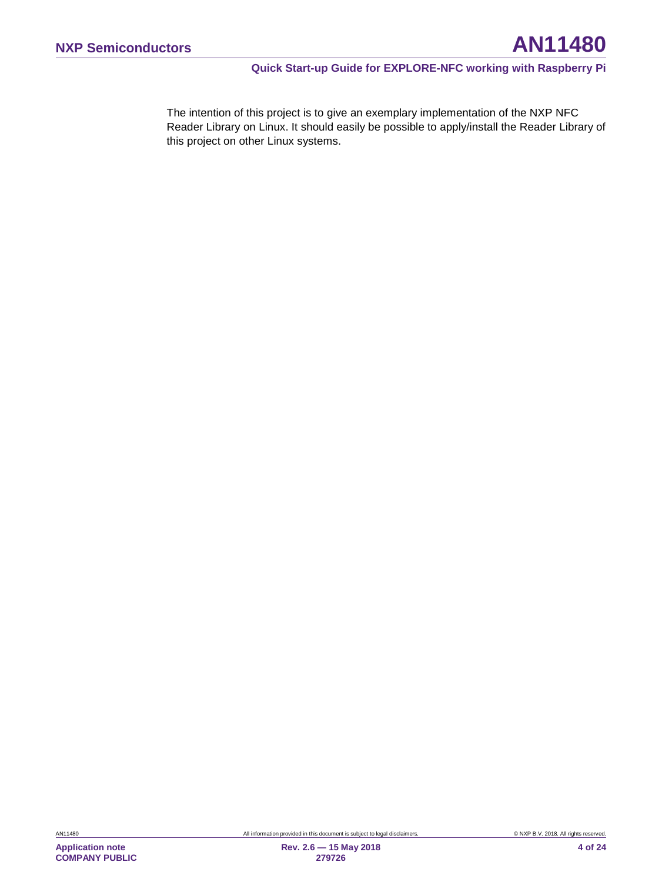The intention of this project is to give an exemplary implementation of the NXP NFC Reader Library on Linux. It should easily be possible to apply/install the Reader Library of this project on other Linux systems.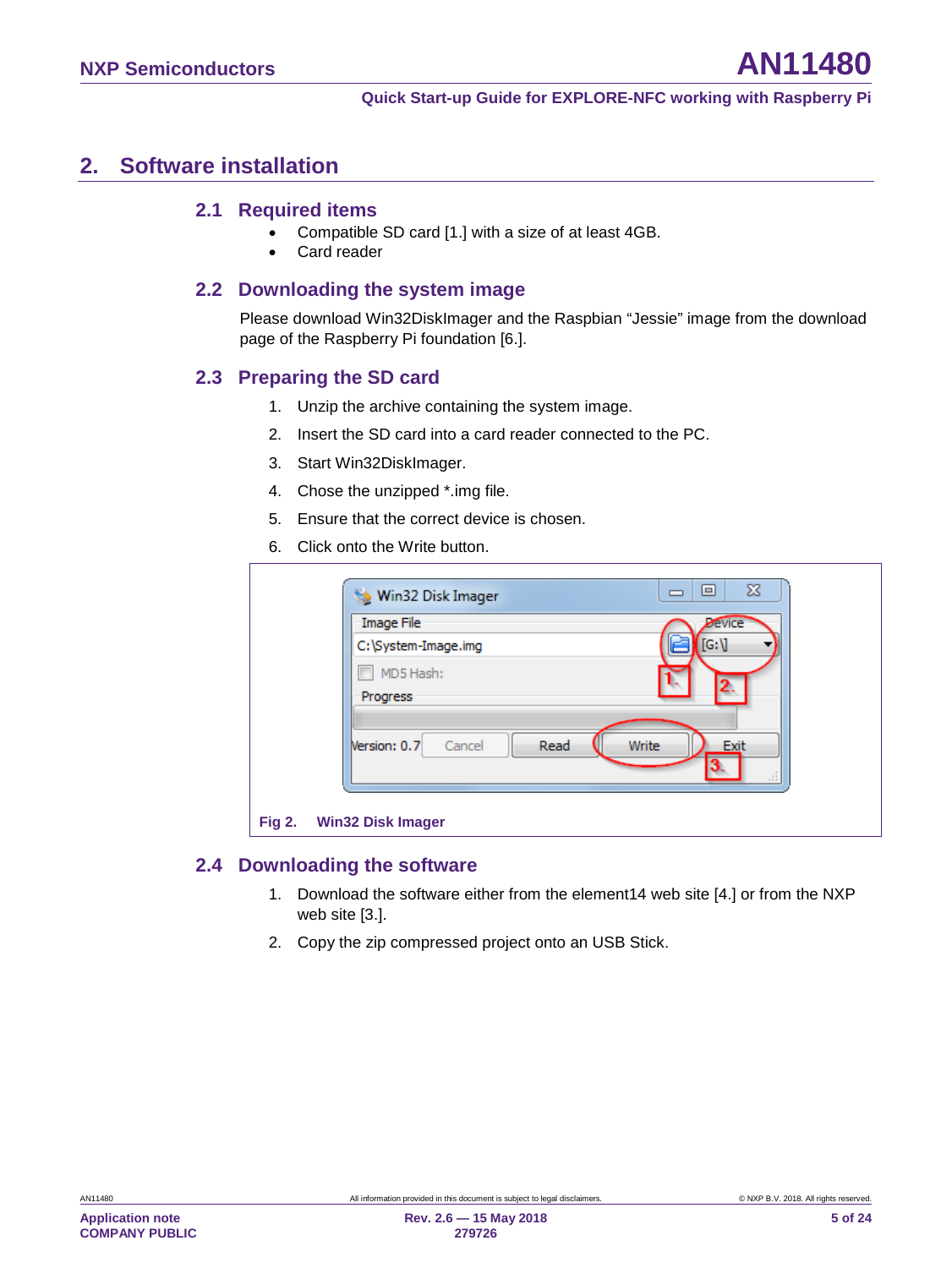# 2. Software installation

## 2.1 Required items

- Compatible SD card [1.] with a size of at least 4GB.
- Card reader

## 2.2 Downloading the system image

Please download Win32DiskImager and the Raspbian “Jessie” image from the download page of the Raspberry Pi foundation [6.].

## 2.3 Preparing the SD card

1. Unzip the archive containing the system image.
2. Insert the SD card into a card reader connected to the PC.
3. Start Win32DiskImager.
4. Chose the unzipped *.img file.
5. Ensure that the correct device is chosen.
6. Click onto the Write button.

Fig 2. Win32 Disk Imager

## 2.4 Downloading the software

1. Download the software either from the element14 web site [4.] or from the NXP web site [3.].
2. Copy the zip compressed project onto an USB Stick.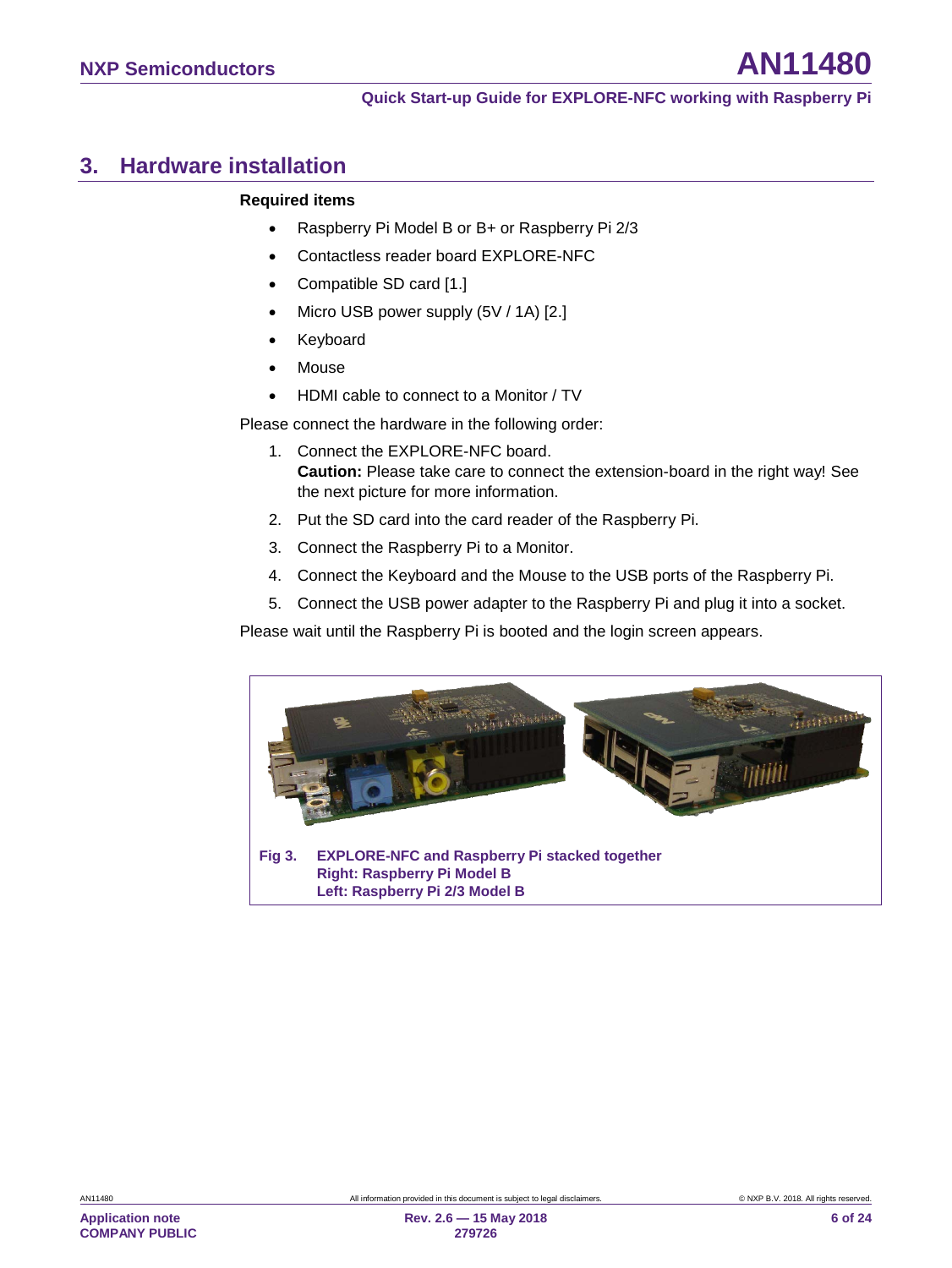## 3. Hardware installation

**Required items**

- Raspberry Pi Model B or B+ or Raspberry Pi 2/3
- Contactless reader board EXPLORE-NFC
- Compatible SD card [1.]
- Micro USB power supply (5V / 1A) [2.]
- Keyboard
- Mouse
- HDMI cable to connect to a Monitor / TV

Please connect the hardware in the following order:

1. Connect the EXPLORE-NFC board.
   **Caution:** Please take care to connect the extension-board in the right way! See the next picture for more information.
2. Put the SD card into the card reader of the Raspberry Pi.
3. Connect the Raspberry Pi to a Monitor.
4. Connect the Keyboard and the Mouse to the USB ports of the Raspberry Pi.
5. Connect the USB power adapter to the Raspberry Pi and plug it into a socket.

Please wait until the Raspberry Pi is booted and the login screen appears.

**Fig 3. EXPLORE-NFC and Raspberry Pi stacked together**
**Right: Raspberry Pi Model B**
**Left: Raspberry Pi 2/3 Model B**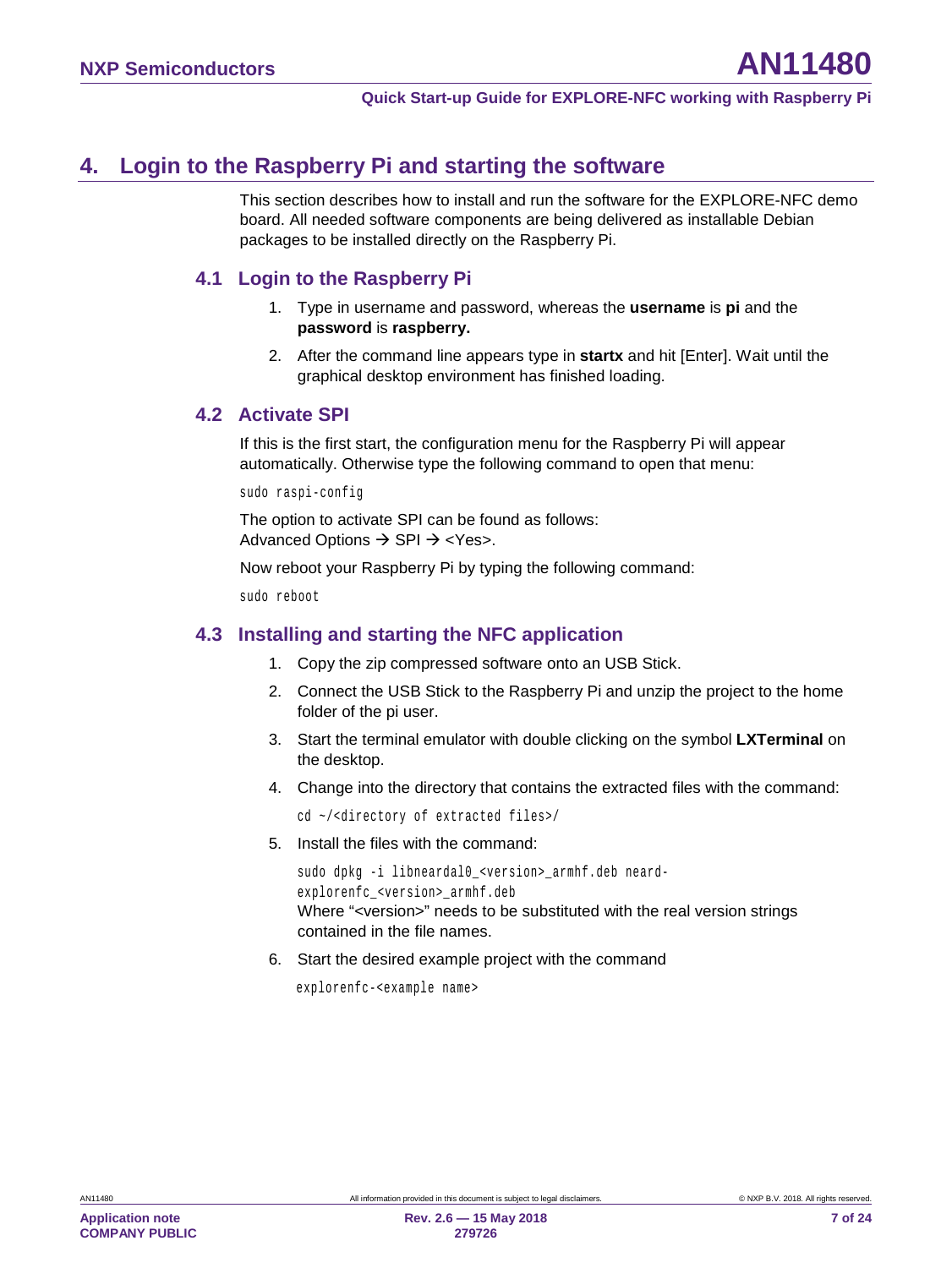## 4. Login to the Raspberry Pi and starting the software

This section describes how to install and run the software for the EXPLORE-NFC demo board. All needed software components are being delivered as installable Debian packages to be installed directly on the Raspberry Pi.

### 4.1 Login to the Raspberry Pi

1. Type in username and password, whereas the **username** is **pi** and the **password** is **raspberry.**
2. After the command line appears type in **startx** and hit [Enter]. Wait until the graphical desktop environment has finished loading.

### 4.2 Activate SPI

If this is the first start, the configuration menu for the Raspberry Pi will appear automatically. Otherwise type the following command to open that menu:

```
sudo raspi-config
```

The option to activate SPI can be found as follows:
Advanced Options → SPI → <Yes>.

Now reboot your Raspberry Pi by typing the following command:

```
sudo reboot
```

### 4.3 Installing and starting the NFC application

1. Copy the zip compressed software onto an USB Stick.
2. Connect the USB Stick to the Raspberry Pi and unzip the project to the home folder of the pi user.
3. Start the terminal emulator with double clicking on the symbol **LXTerminal** on the desktop.
4. Change into the directory that contains the extracted files with the command:
   ```
   cd ~/<directory of extracted files>/
   ```
5. Install the files with the command:
   ```
   sudo dpkg -i libneardal0_<version>_armhf.deb neard-explorenfc_<version>_armhf.deb
   ```
   Where "<version>" needs to be substituted with the real version strings contained in the file names.
6. Start the desired example project with the command
   ```
   explorenfc-<example name>
   ```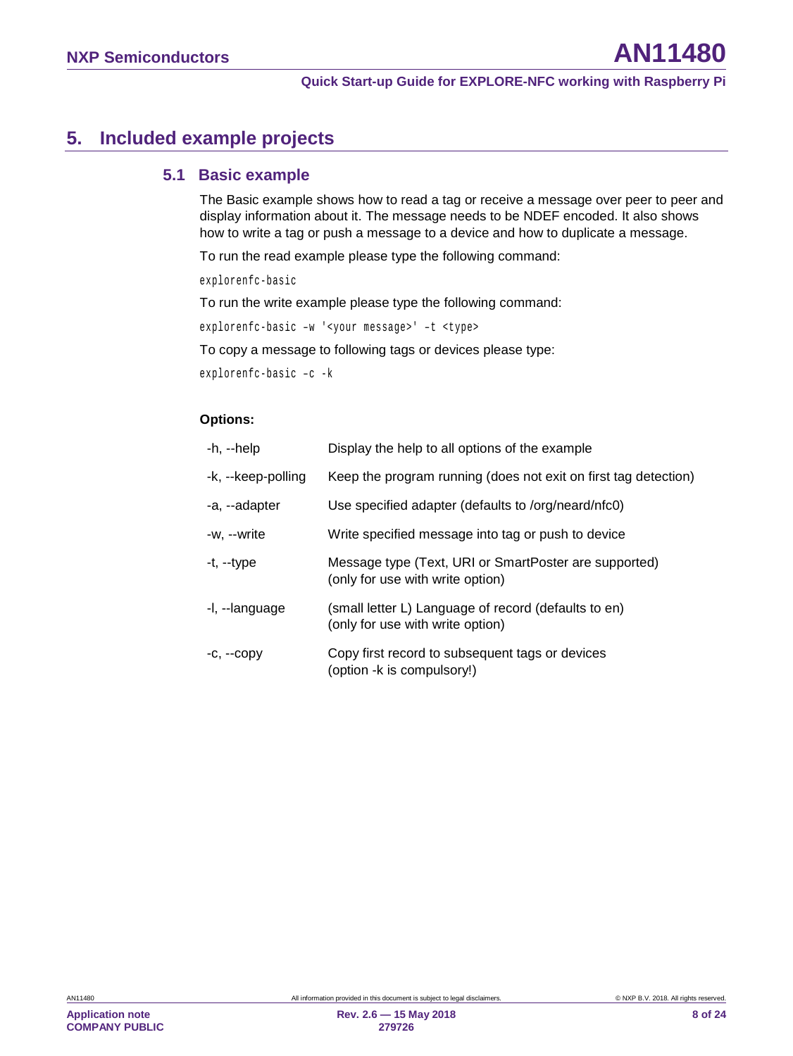# 5. Included example projects

## 5.1 Basic example

The Basic example shows how to read a tag or receive a message over peer to peer and display information about it. The message needs to be NDEF encoded. It also shows how to write a tag or push a message to a device and how to duplicate a message.

To run the read example please type the following command:

```
explorenfc-basic
```

To run the write example please type the following command:

```
explorenfc-basic -w '<your message>' -t <type>
```

To copy a message to following tags or devices please type:

```
explorenfc-basic -c -k
```

**Options:**

| Option | Description |
|---|---|
| -h, --help | Display the help to all options of the example |
| -k, --keep-polling | Keep the program running (does not exit on first tag detection) |
| -a, --adapter | Use specified adapter (defaults to /org/neard/nfc0) |
| -w, --write | Write specified message into tag or push to device |
| -t, --type | Message type (Text, URI or SmartPoster are supported) (only for use with write option) |
| -l, --language | (small letter L) Language of record (defaults to en) (only for use with write option) |
| -c, --copy | Copy first record to subsequent tags or devices (option -k is compulsory!) |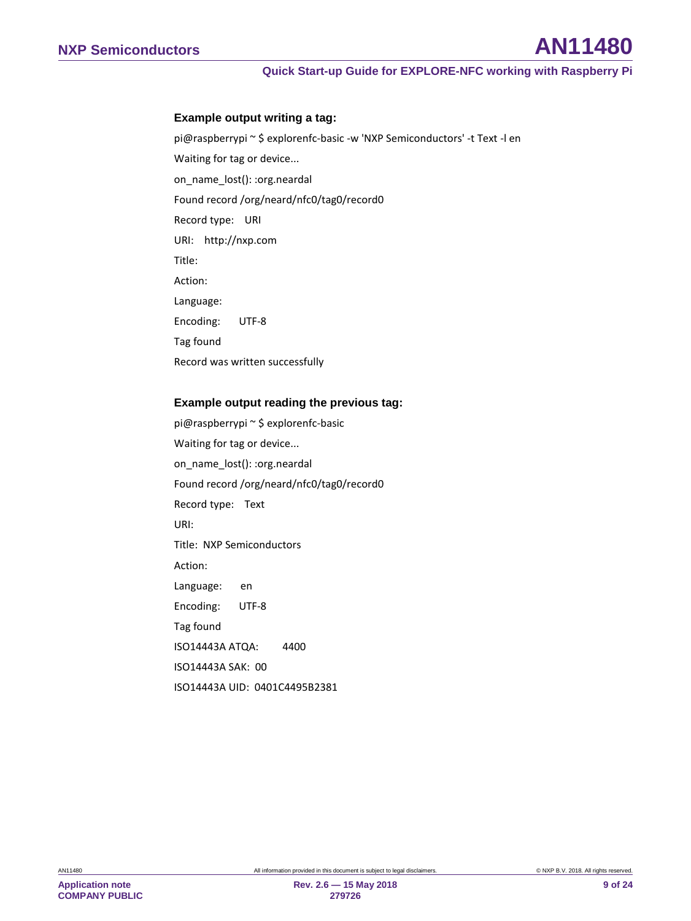#### Example output writing a tag:

```
pi@raspberrypi ~ $ explorenfc-basic -w 'NXP Semiconductors' -t Text -l en
Waiting for tag or device...
on_name_lost(): :org.neardal
Found record /org/neard/nfc0/tag0/record0
Record type:    URI
URI:    http://nxp.com
Title:
Action:
Language:
Encoding:       UTF-8
Tag found
Record was written successfully
```

#### Example output reading the previous tag:

```
pi@raspberrypi ~ $ explorenfc-basic
Waiting for tag or device...
on_name_lost(): :org.neardal
Found record /org/neard/nfc0/tag0/record0
Record type:    Text
URI:
Title:  NXP Semiconductors
Action:
Language:       en
Encoding:       UTF-8
Tag found
ISO14443A ATQA:         4400
ISO14443A SAK:  00
ISO14443A UID:  0401C4495B2381
```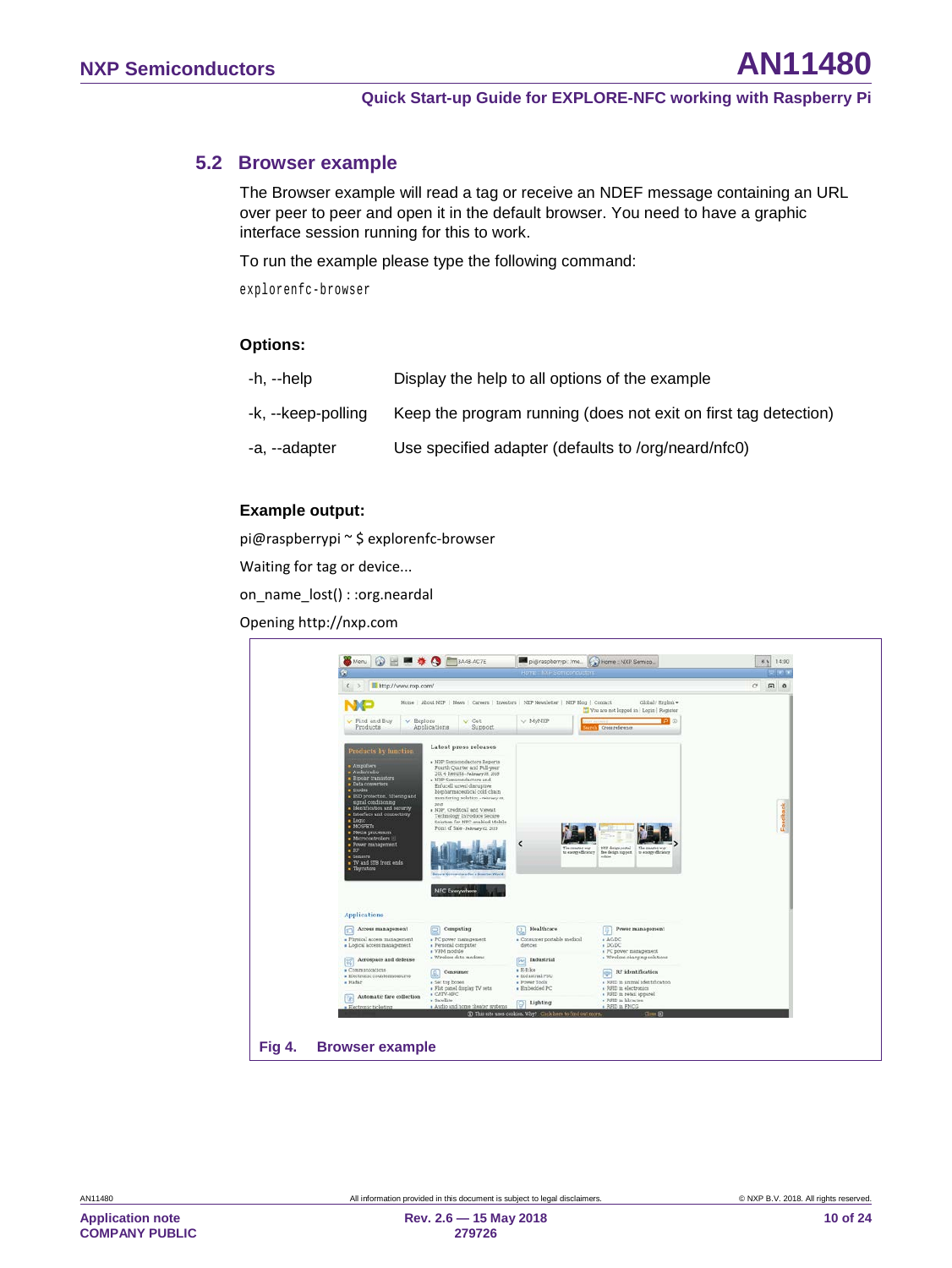## 5.2 Browser example

The Browser example will read a tag or receive an NDEF message containing an URL over peer to peer and open it in the default browser. You need to have a graphic interface session running for this to work.

To run the example please type the following command:

```
explorenfc-browser
```

**Options:**

| | |
|---|---|
| -h, --help | Display the help to all options of the example |
| -k, --keep-polling | Keep the program running (does not exit on first tag detection) |
| -a, --adapter | Use specified adapter (defaults to /org/neard/nfc0) |

**Example output:**

```
pi@raspberrypi ~ $ explorenfc-browser
Waiting for tag or device...
on_name_lost() : :org.neardal
Opening http://nxp.com
```

**Fig 4. Browser example**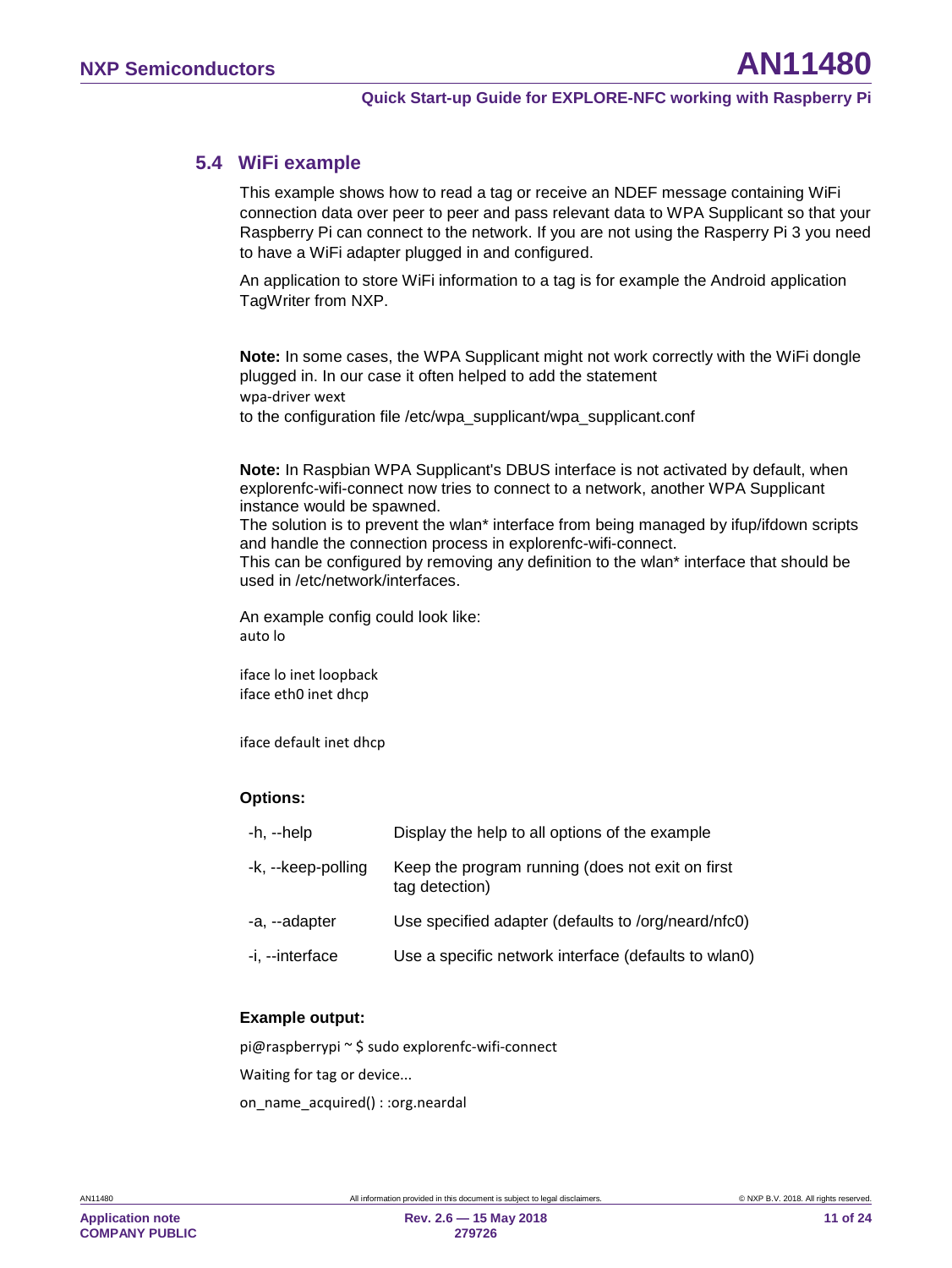## 5.4 WiFi example

This example shows how to read a tag or receive an NDEF message containing WiFi connection data over peer to peer and pass relevant data to WPA Supplicant so that your Raspberry Pi can connect to the network. If you are not using the Rasperry Pi 3 you need to have a WiFi adapter plugged in and configured.

An application to store WiFi information to a tag is for example the Android application TagWriter from NXP.

**Note:** In some cases, the WPA Supplicant might not work correctly with the WiFi dongle plugged in. In our case it often helped to add the statement

```
wpa-driver wext
```

to the configuration file /etc/wpa_supplicant/wpa_supplicant.conf

**Note:** In Raspbian WPA Supplicant's DBUS interface is not activated by default, when explorenfc-wifi-connect now tries to connect to a network, another WPA Supplicant instance would be spawned.
The solution is to prevent the wlan* interface from being managed by ifup/ifdown scripts and handle the connection process in explorenfc-wifi-connect.
This can be configured by removing any definition to the wlan* interface that should be used in /etc/network/interfaces.

An example config could look like:

```
auto lo

iface lo inet loopback
iface eth0 inet dhcp


iface default inet dhcp
```

**Options:**

| | |
|---|---|
| -h, --help | Display the help to all options of the example |
| -k, --keep-polling | Keep the program running (does not exit on first tag detection) |
| -a, --adapter | Use specified adapter (defaults to /org/neard/nfc0) |
| -i, --interface | Use a specific network interface (defaults to wlan0) |

**Example output:**

```
pi@raspberrypi ~ $ sudo explorenfc-wifi-connect
Waiting for tag or device...
on_name_acquired() : :org.neardal
```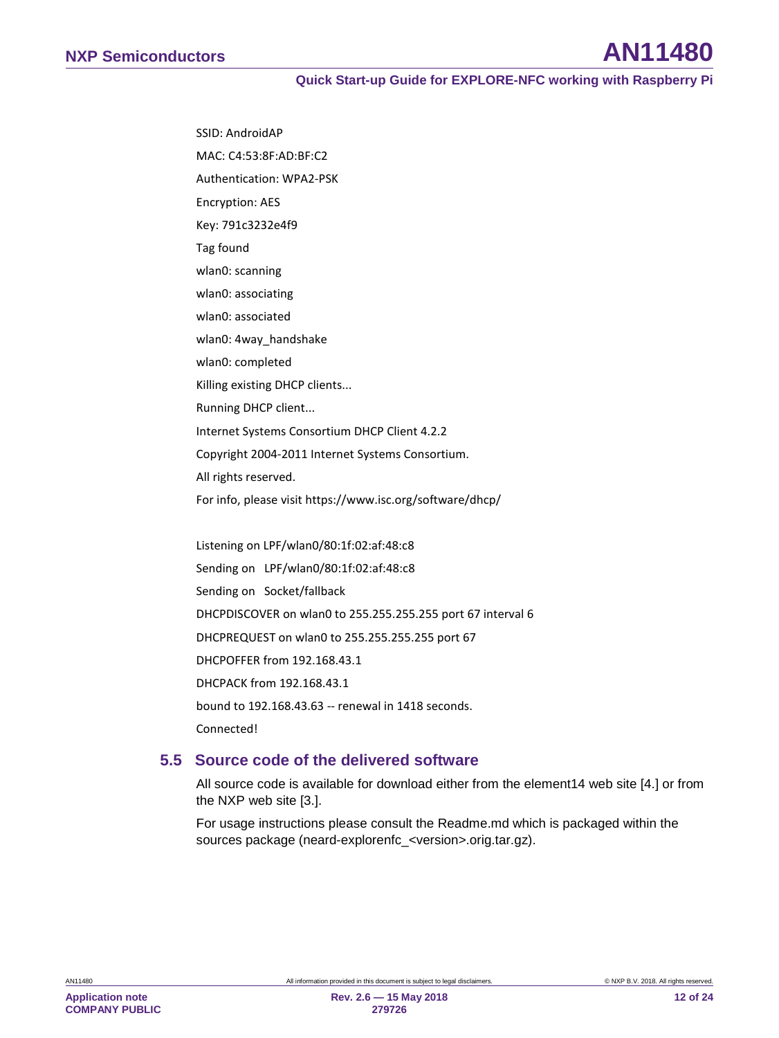```
SSID: AndroidAP
MAC: C4:53:8F:AD:BF:C2
Authentication: WPA2-PSK
Encryption: AES
Key: 791c3232e4f9
Tag found
wlan0: scanning
wlan0: associating
wlan0: associated
wlan0: 4way_handshake
wlan0: completed
Killing existing DHCP clients...
Running DHCP client...
Internet Systems Consortium DHCP Client 4.2.2
Copyright 2004-2011 Internet Systems Consortium.
All rights reserved.
For info, please visit https://www.isc.org/software/dhcp/

Listening on LPF/wlan0/80:1f:02:af:48:c8
Sending on   LPF/wlan0/80:1f:02:af:48:c8
Sending on   Socket/fallback
DHCPDISCOVER on wlan0 to 255.255.255.255 port 67 interval 6
DHCPREQUEST on wlan0 to 255.255.255.255 port 67
DHCPOFFER from 192.168.43.1
DHCPACK from 192.168.43.1
bound to 192.168.43.63 -- renewal in 1418 seconds.
Connected!
```

### 5.5 Source code of the delivered software

All source code is available for download either from the element14 web site [4.] or from the NXP web site [3.].

For usage instructions please consult the Readme.md which is packaged within the sources package (neard-explorenfc_<version>.orig.tar.gz).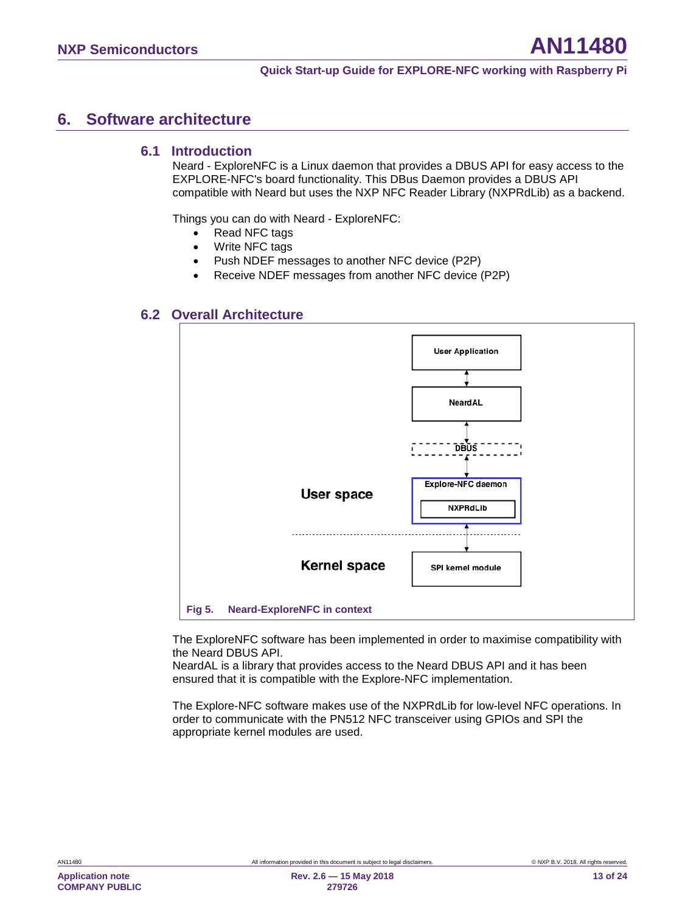## 6. Software architecture

### 6.1 Introduction

Neard - ExploreNFC is a Linux daemon that provides a DBUS API for easy access to the EXPLORE-NFC's board functionality. This DBus Daemon provides a DBUS API compatible with Neard but uses the NXP NFC Reader Library (NXPRdLib) as a backend.

Things you can do with Neard - ExploreNFC:

- Read NFC tags
- Write NFC tags
- Push NDEF messages to another NFC device (P2P)
- Receive NDEF messages from another NFC device (P2P)

### 6.2 Overall Architecture

User Application

NeardAL

DBUS

User space

Explore-NFC daemon

NXPRdLib

Kernel space

SPI kernel module

**Fig 5. Neard-ExploreNFC in context**

The ExploreNFC software has been implemented in order to maximise compatibility with the Neard DBUS API.
NeardAL is a library that provides access to the Neard DBUS API and it has been ensured that it is compatible with the Explore-NFC implementation.

The Explore-NFC software makes use of the NXPRdLib for low-level NFC operations. In order to communicate with the PN512 NFC transceiver using GPIOs and SPI the appropriate kernel modules are used.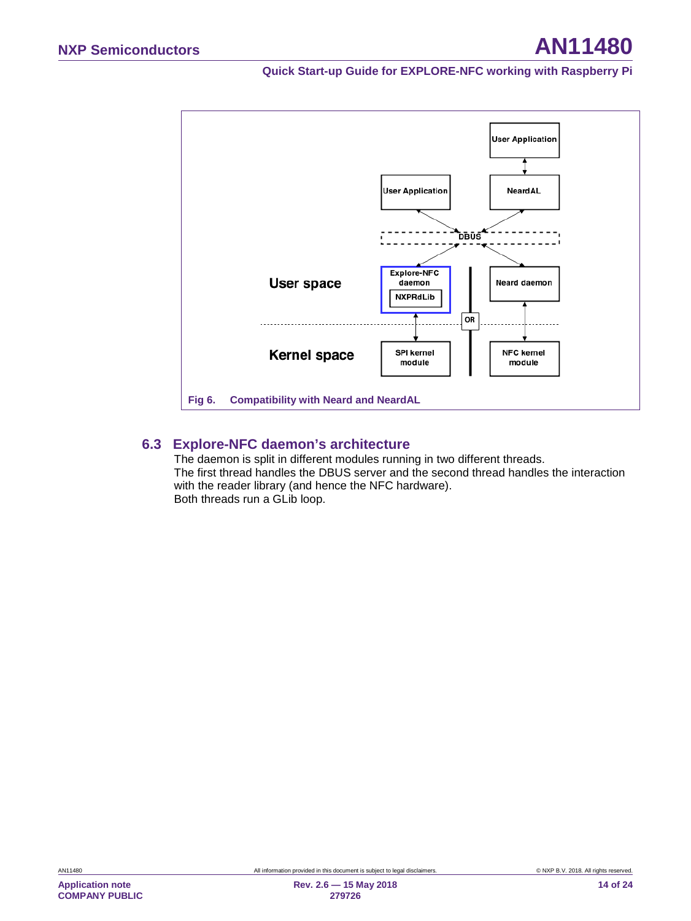Fig 6. Compatibility with Neard and NeardAL

### 6.3 Explore-NFC daemon's architecture

The daemon is split in different modules running in two different threads.
The first thread handles the DBUS server and the second thread handles the interaction with the reader library (and hence the NFC hardware).
Both threads run a GLib loop.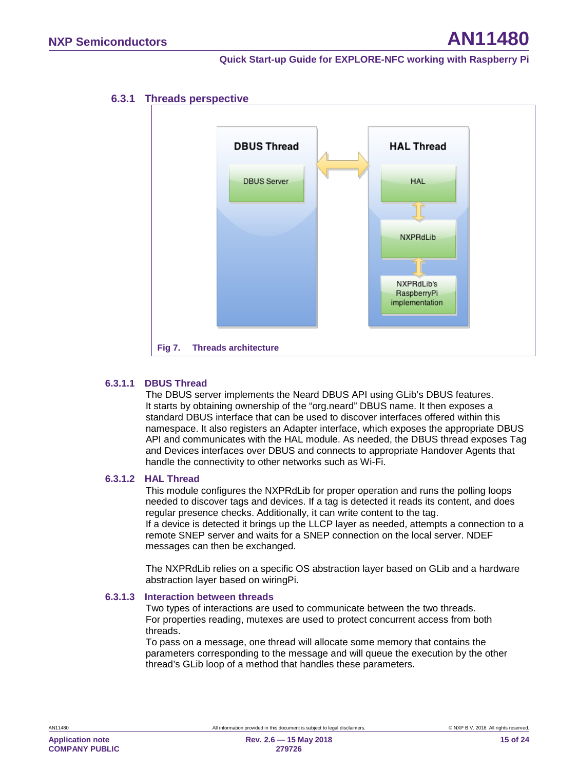### 6.3.1 Threads perspective

DBUS Thread

DBUS Server

HAL Thread

HAL

NXPRdLib

NXPRdLib's RaspberryPi implementation

Fig 7. Threads architecture

#### 6.3.1.1 DBUS Thread

The DBUS server implements the Neard DBUS API using GLib's DBUS features. It starts by obtaining ownership of the "org.neard" DBUS name. It then exposes a standard DBUS interface that can be used to discover interfaces offered within this namespace. It also registers an Adapter interface, which exposes the appropriate DBUS API and communicates with the HAL module. As needed, the DBUS thread exposes Tag and Devices interfaces over DBUS and connects to appropriate Handover Agents that handle the connectivity to other networks such as Wi-Fi.

#### 6.3.1.2 HAL Thread

This module configures the NXPRdLib for proper operation and runs the polling loops needed to discover tags and devices. If a tag is detected it reads its content, and does regular presence checks. Additionally, it can write content to the tag.
If a device is detected it brings up the LLCP layer as needed, attempts a connection to a remote SNEP server and waits for a SNEP connection on the local server. NDEF messages can then be exchanged.

The NXPRdLib relies on a specific OS abstraction layer based on GLib and a hardware abstraction layer based on wiringPi.

#### 6.3.1.3 Interaction between threads

Two types of interactions are used to communicate between the two threads.
For properties reading, mutexes are used to protect concurrent access from both threads.
To pass on a message, one thread will allocate some memory that contains the parameters corresponding to the message and will queue the execution by the other thread's GLib loop of a method that handles these parameters.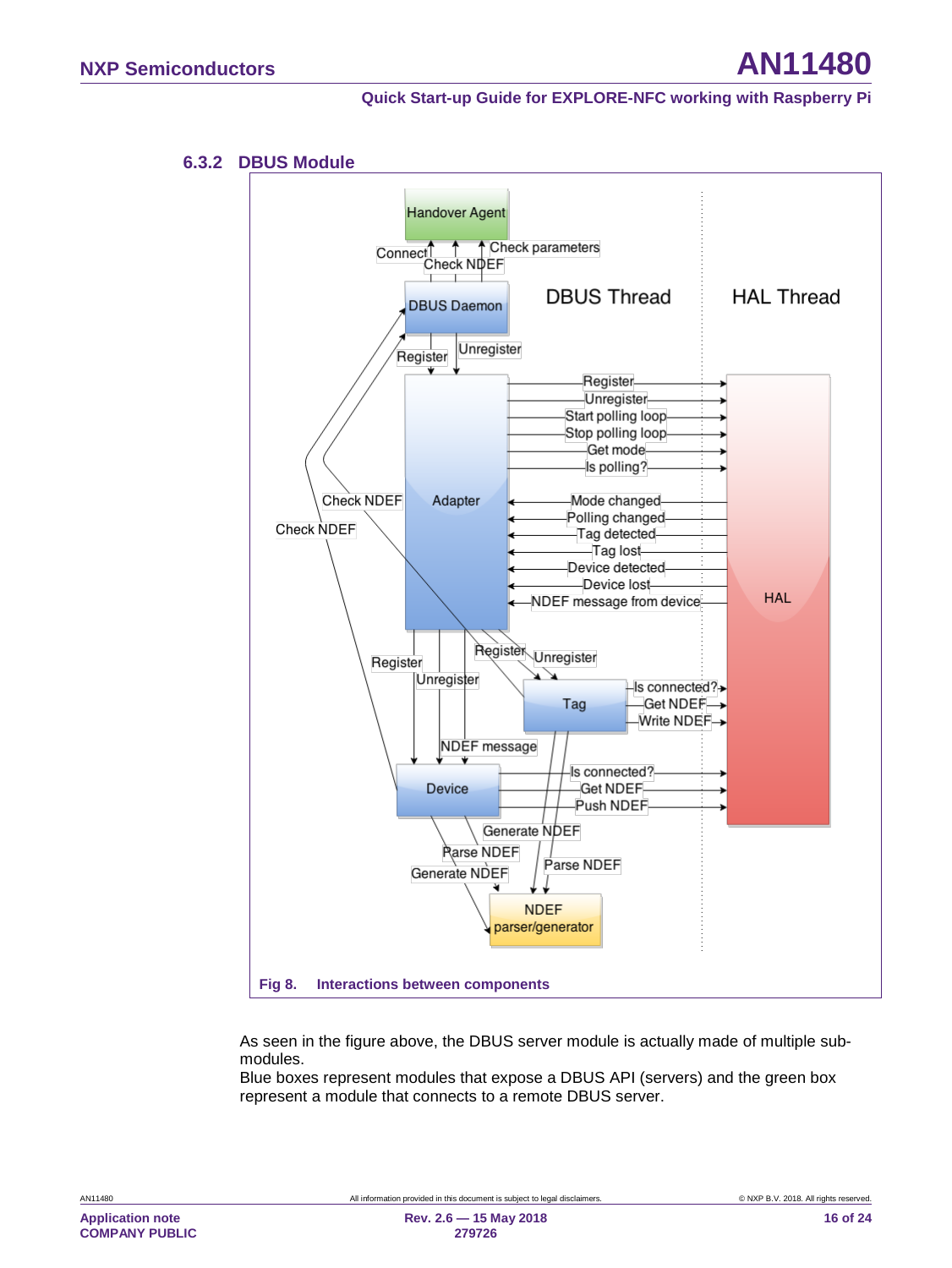### 6.3.2 DBUS Module

Fig 8. Interactions between components

As seen in the figure above, the DBUS server module is actually made of multiple sub-modules.
Blue boxes represent modules that expose a DBUS API (servers) and the green box represent a module that connects to a remote DBUS server.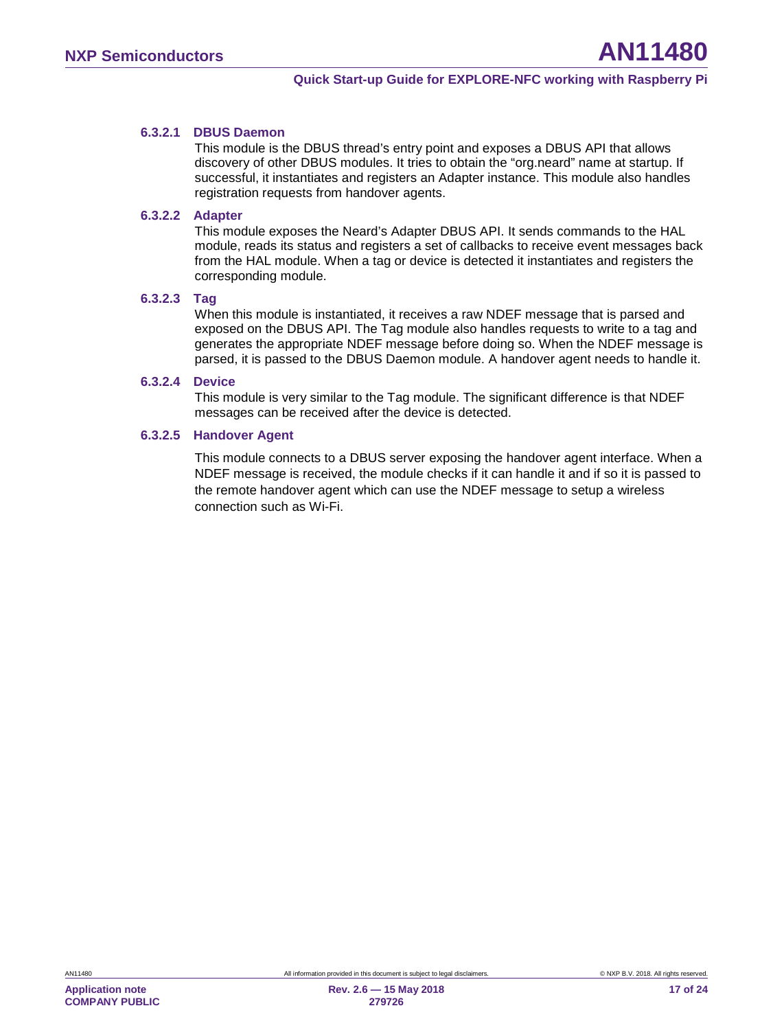#### 6.3.2.1 DBUS Daemon

This module is the DBUS thread's entry point and exposes a DBUS API that allows discovery of other DBUS modules. It tries to obtain the "org.neard" name at startup. If successful, it instantiates and registers an Adapter instance. This module also handles registration requests from handover agents.

#### 6.3.2.2 Adapter

This module exposes the Neard's Adapter DBUS API. It sends commands to the HAL module, reads its status and registers a set of callbacks to receive event messages back from the HAL module. When a tag or device is detected it instantiates and registers the corresponding module.

#### 6.3.2.3 Tag

When this module is instantiated, it receives a raw NDEF message that is parsed and exposed on the DBUS API. The Tag module also handles requests to write to a tag and generates the appropriate NDEF message before doing so. When the NDEF message is parsed, it is passed to the DBUS Daemon module. A handover agent needs to handle it.

#### 6.3.2.4 Device

This module is very similar to the Tag module. The significant difference is that NDEF messages can be received after the device is detected.

#### 6.3.2.5 Handover Agent

This module connects to a DBUS server exposing the handover agent interface. When a NDEF message is received, the module checks if it can handle it and if so it is passed to the remote handover agent which can use the NDEF message to setup a wireless connection such as Wi-Fi.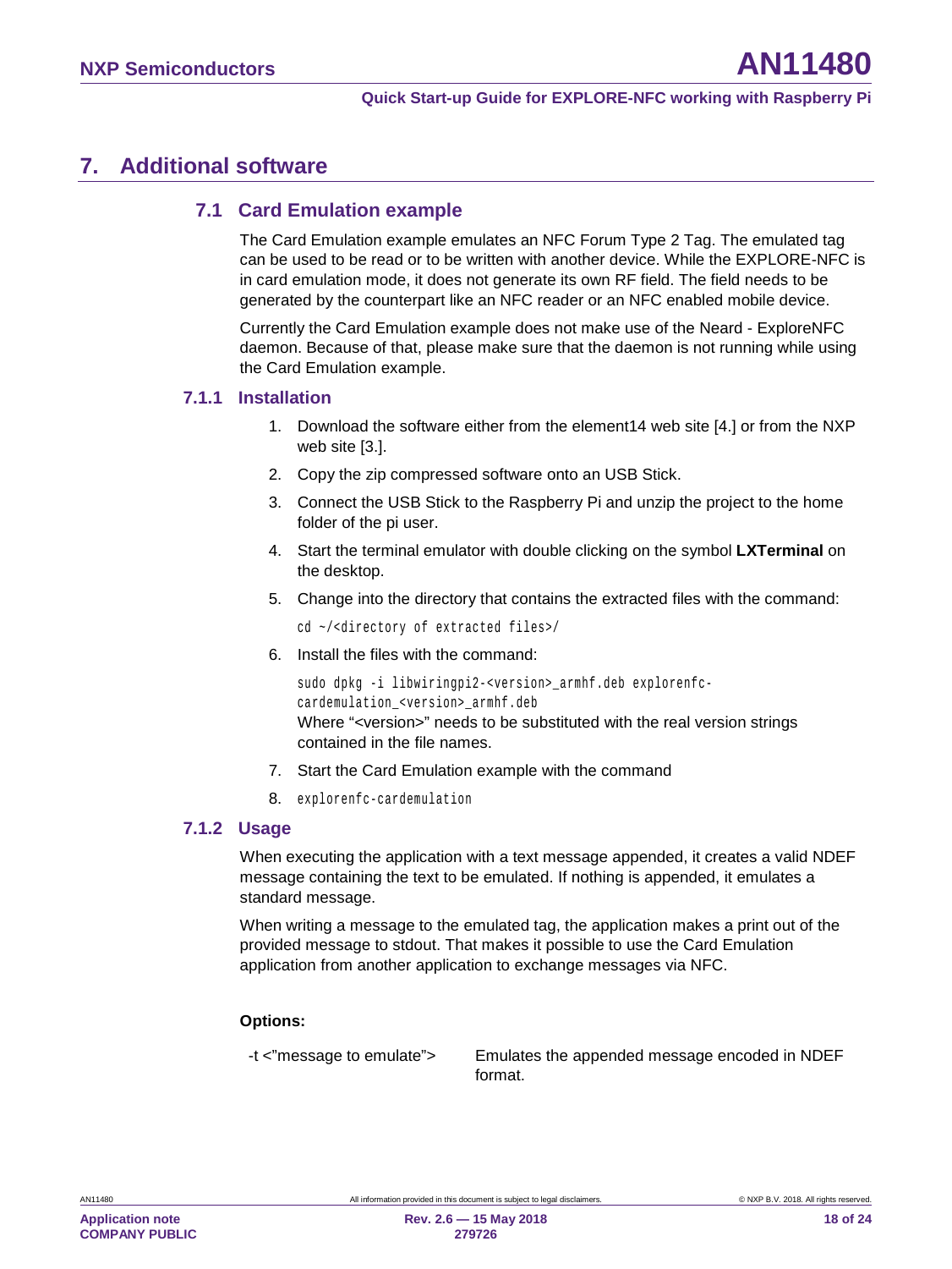## 7. Additional software

### 7.1 Card Emulation example

The Card Emulation example emulates an NFC Forum Type 2 Tag. The emulated tag can be used to be read or to be written with another device. While the EXPLORE-NFC is in card emulation mode, it does not generate its own RF field. The field needs to be generated by the counterpart like an NFC reader or an NFC enabled mobile device.

Currently the Card Emulation example does not make use of the Neard - ExploreNFC daemon. Because of that, please make sure that the daemon is not running while using the Card Emulation example.

#### 7.1.1 Installation

1. Download the software either from the element14 web site [4.] or from the NXP web site [3.].
2. Copy the zip compressed software onto an USB Stick.
3. Connect the USB Stick to the Raspberry Pi and unzip the project to the home folder of the pi user.
4. Start the terminal emulator with double clicking on the symbol **LXTerminal** on the desktop.
5. Change into the directory that contains the extracted files with the command:
   ```
   cd ~/<directory of extracted files>/
   ```
6. Install the files with the command:
   ```
   sudo dpkg -i libwiringpi2-<version>_armhf.deb explorenfc-cardemulation_<version>_armhf.deb
   ```
   Where "<version>" needs to be substituted with the real version strings contained in the file names.
7. Start the Card Emulation example with the command
8. `explorenfc-cardemulation`

#### 7.1.2 Usage

When executing the application with a text message appended, it creates a valid NDEF message containing the text to be emulated. If nothing is appended, it emulates a standard message.

When writing a message to the emulated tag, the application makes a print out of the provided message to stdout. That makes it possible to use the Card Emulation application from another application to exchange messages via NFC.

**Options:**

| | |
|---|---|
| -t <"message to emulate"> | Emulates the appended message encoded in NDEF format. |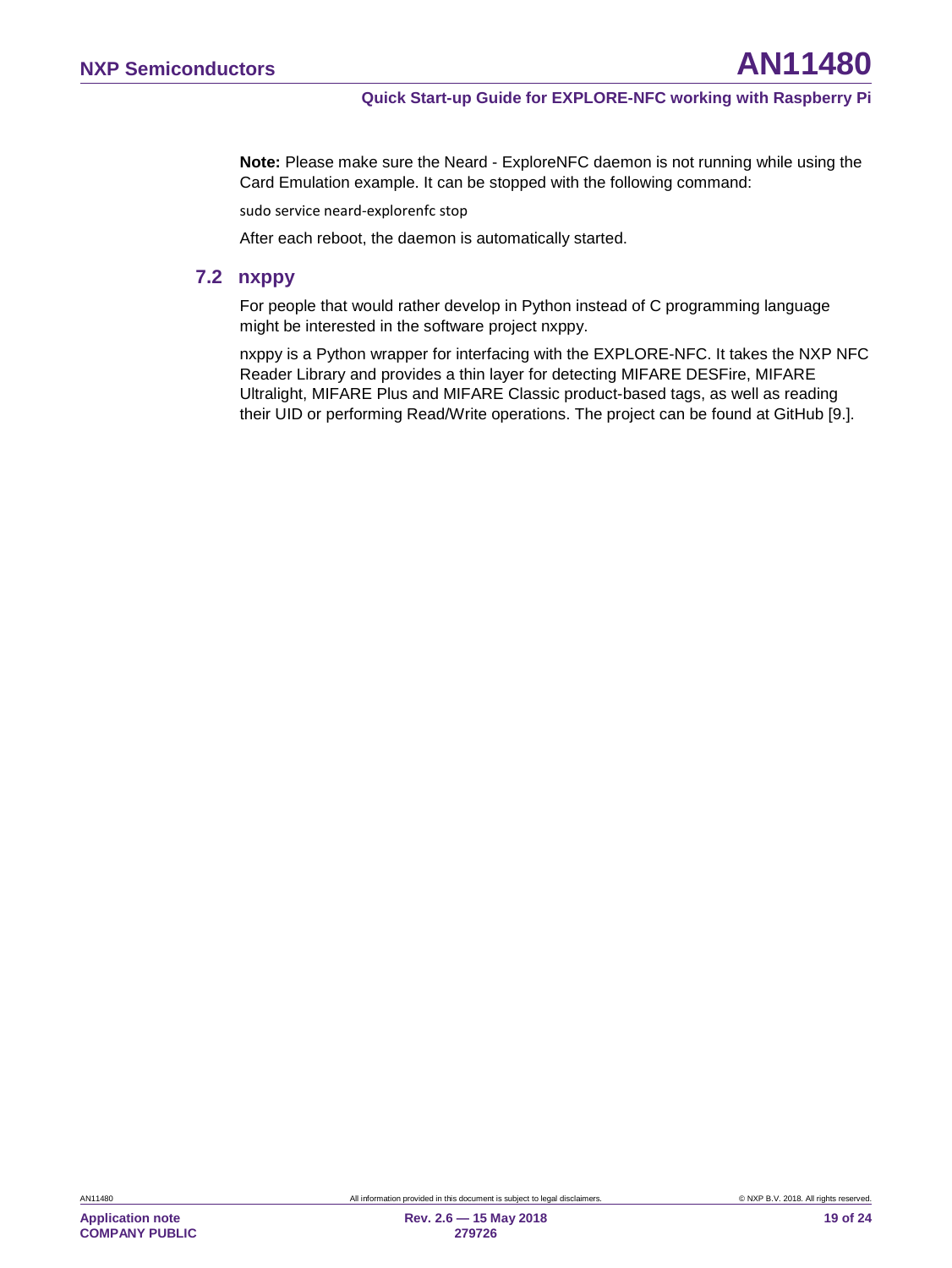**Note:** Please make sure the Neard - ExploreNFC daemon is not running while using the Card Emulation example. It can be stopped with the following command:

```
sudo service neard-explorenfc stop
```

After each reboot, the daemon is automatically started.

## 7.2 nxppy

For people that would rather develop in Python instead of C programming language might be interested in the software project nxppy.

nxppy is a Python wrapper for interfacing with the EXPLORE-NFC. It takes the NXP NFC Reader Library and provides a thin layer for detecting MIFARE DESFire, MIFARE Ultralight, MIFARE Plus and MIFARE Classic product-based tags, as well as reading their UID or performing Read/Write operations. The project can be found at GitHub [9.].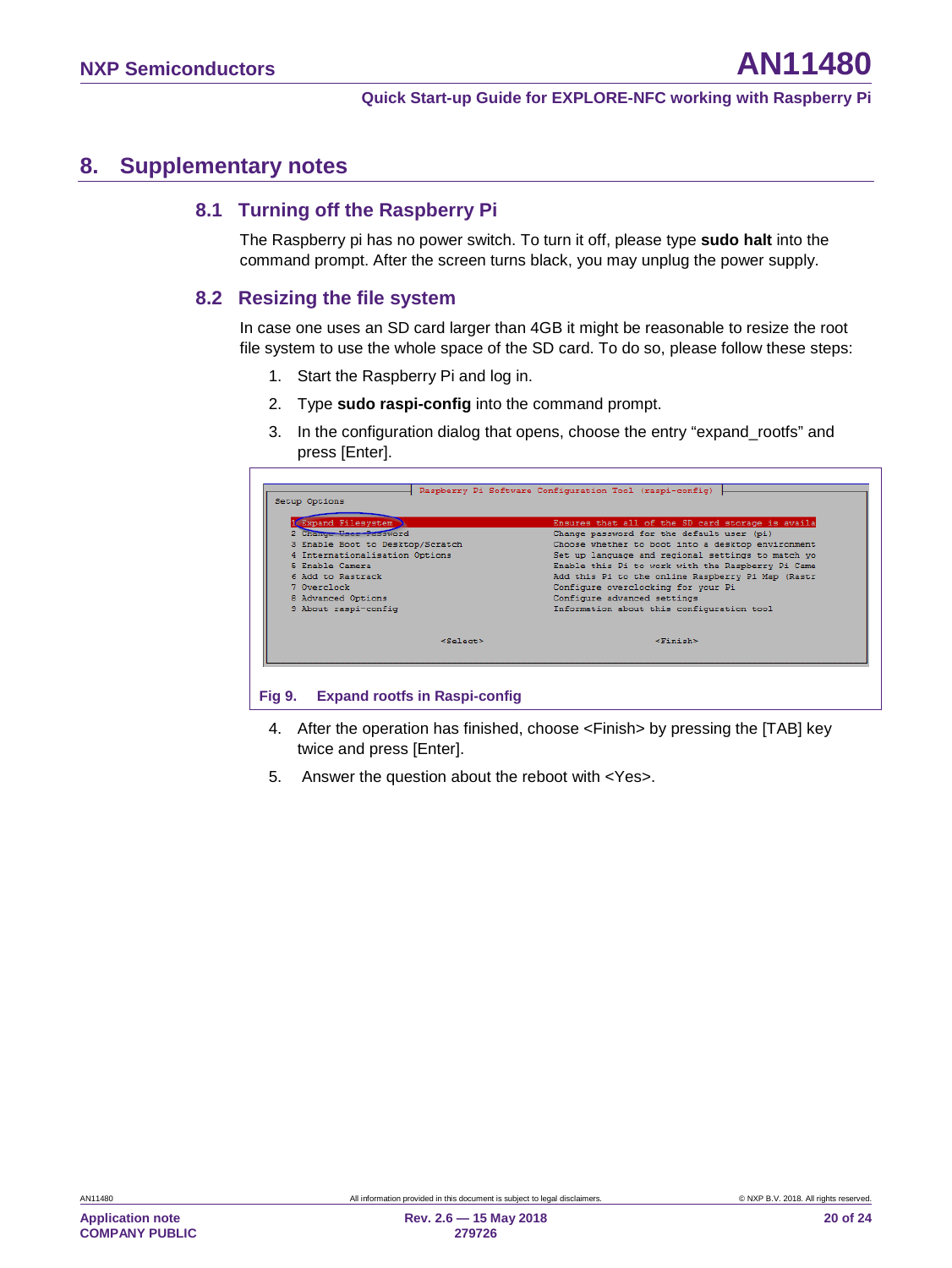# 8. Supplementary notes

## 8.1 Turning off the Raspberry Pi

The Raspberry pi has no power switch. To turn it off, please type **sudo halt** into the command prompt. After the screen turns black, you may unplug the power supply.

## 8.2 Resizing the file system

In case one uses an SD card larger than 4GB it might be reasonable to resize the root file system to use the whole space of the SD card. To do so, please follow these steps:

1. Start the Raspberry Pi and log in.
2. Type **sudo raspi-config** into the command prompt.
3. In the configuration dialog that opens, choose the entry “expand_rootfs” and press [Enter].

```
Raspberry Pi Software Configuration Tool (raspi-config)
Setup Options

1 Expand Filesystem              Ensures that all of the SD card storage is availa
2 Change User Password           Change password for the default user (pi)
3 Enable Boot to Desktop/Scratch Choose whether to boot into a desktop environment
4 Internationalisation Options   Set up language and regional settings to match yo
5 Enable Camera                  Enable this Pi to work with the Raspberry Pi Came
6 Add to Rastrack                Add this Pi to the online Raspberry Pi Map (Rastr
7 Overclock                      Configure overclocking for your Pi
8 Advanced Options               Configure advanced settings
9 About raspi-config             Information about this configuration tool

              <Select>                         <Finish>
```

**Fig 9. Expand rootfs in Raspi-config**

4. After the operation has finished, choose <Finish> by pressing the [TAB] key twice and press [Enter].
5. Answer the question about the reboot with <Yes>.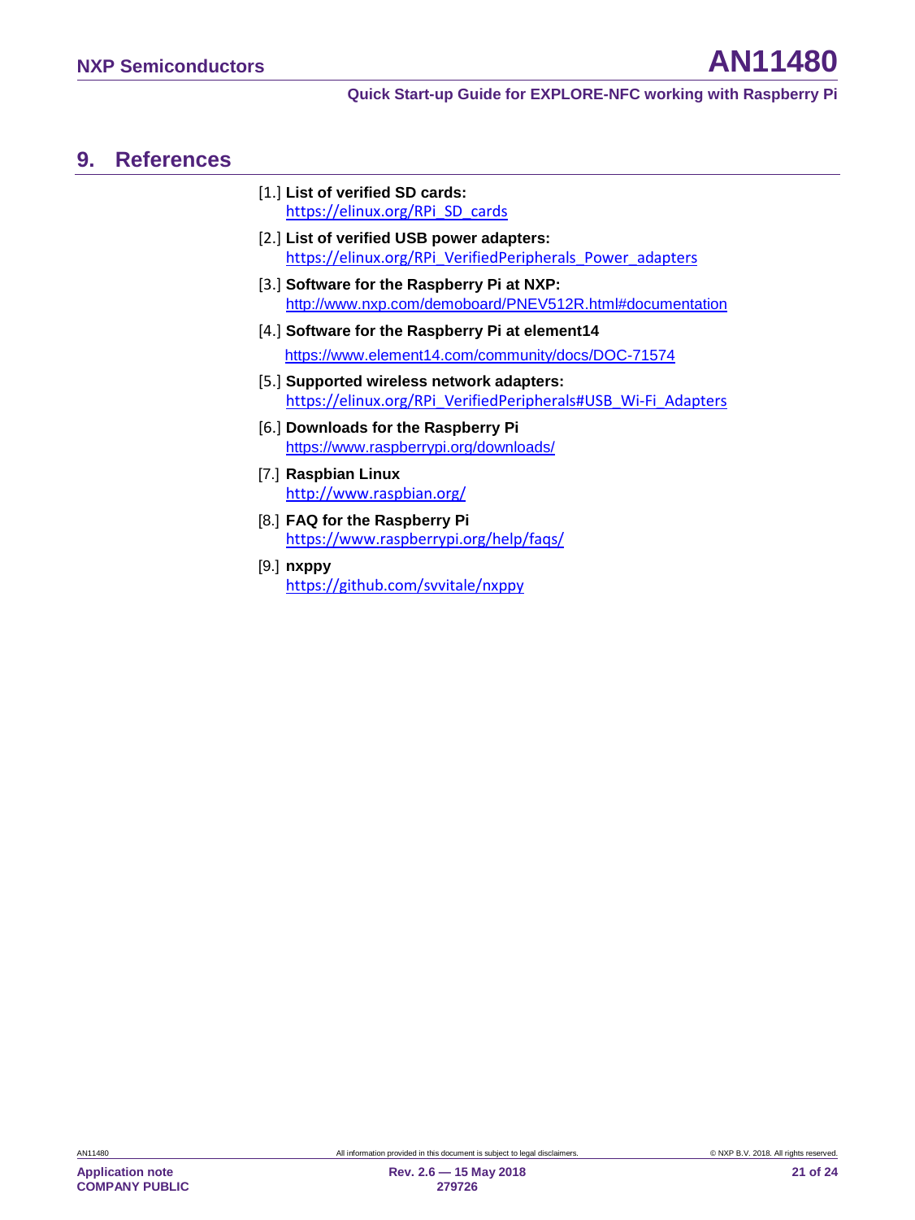## 9. References

[1.] **List of verified SD cards:**
https://elinux.org/RPi_SD_cards

[2.] **List of verified USB power adapters:**
https://elinux.org/RPi_VerifiedPeripherals_Power_adapters

[3.] **Software for the Raspberry Pi at NXP:**
http://www.nxp.com/demoboard/PNEV512R.html#documentation

[4.] **Software for the Raspberry Pi at element14**
https://www.element14.com/community/docs/DOC-71574

[5.] **Supported wireless network adapters:**
https://elinux.org/RPi_VerifiedPeripherals#USB_Wi-Fi_Adapters

[6.] **Downloads for the Raspberry Pi**
https://www.raspberrypi.org/downloads/

[7.] **Raspbian Linux**
http://www.raspbian.org/

[8.] **FAQ for the Raspberry Pi**
https://www.raspberrypi.org/help/faqs/

[9.] **nxppy**
https://github.com/svvitale/nxppy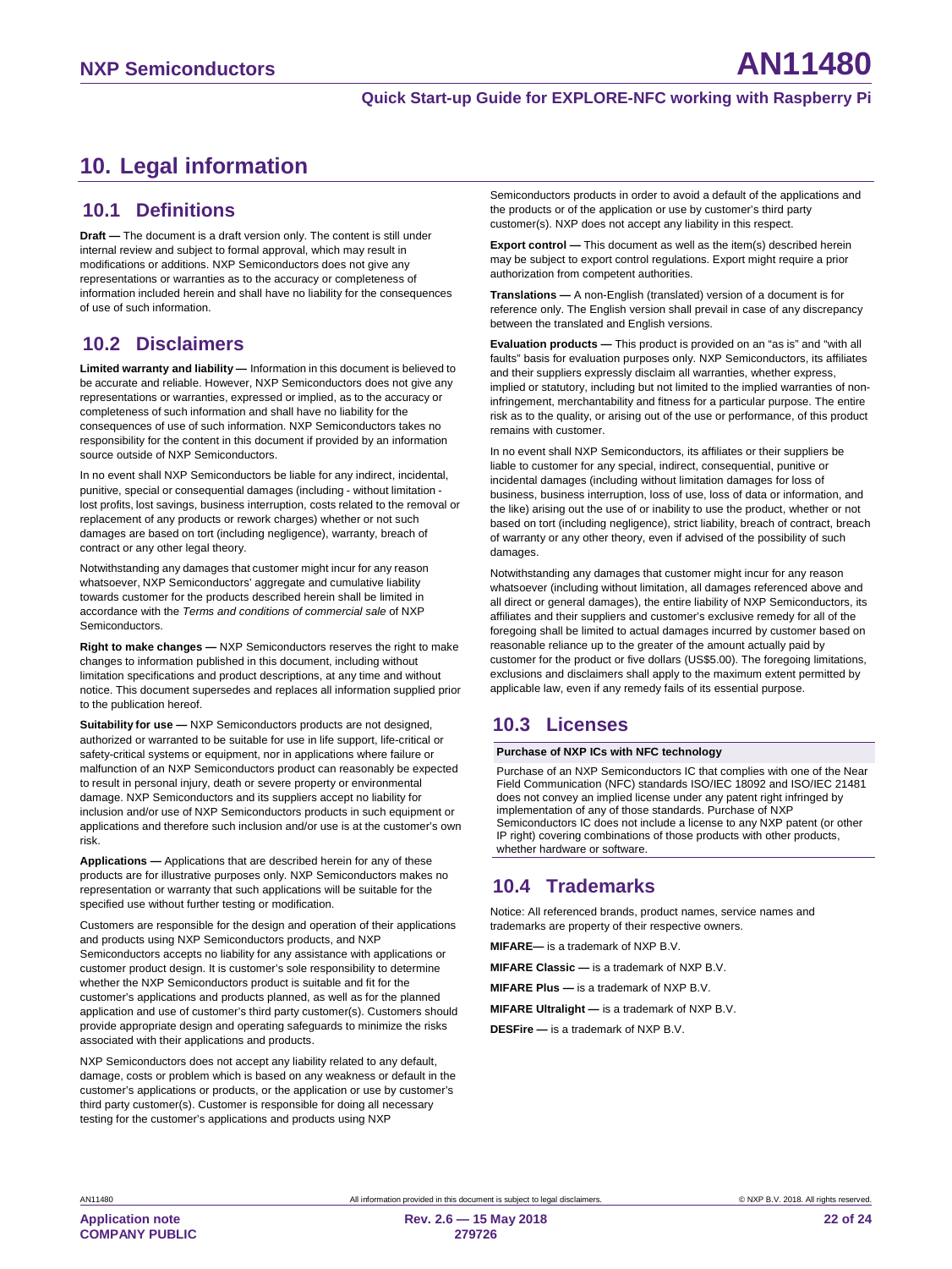# 10. Legal information

## 10.1 Definitions

**Draft —** The document is a draft version only. The content is still under internal review and subject to formal approval, which may result in modifications or additions. NXP Semiconductors does not give any representations or warranties as to the accuracy or completeness of information included herein and shall have no liability for the consequences of use of such information.

## 10.2 Disclaimers

**Limited warranty and liability —** Information in this document is believed to be accurate and reliable. However, NXP Semiconductors does not give any representations or warranties, expressed or implied, as to the accuracy or completeness of such information and shall have no liability for the consequences of use of such information. NXP Semiconductors takes no responsibility for the content in this document if provided by an information source outside of NXP Semiconductors.

In no event shall NXP Semiconductors be liable for any indirect, incidental, punitive, special or consequential damages (including - without limitation - lost profits, lost savings, business interruption, costs related to the removal or replacement of any products or rework charges) whether or not such damages are based on tort (including negligence), warranty, breach of contract or any other legal theory.

Notwithstanding any damages that customer might incur for any reason whatsoever, NXP Semiconductors' aggregate and cumulative liability towards customer for the products described herein shall be limited in accordance with the *Terms and conditions of commercial sale* of NXP Semiconductors.

**Right to make changes —** NXP Semiconductors reserves the right to make changes to information published in this document, including without limitation specifications and product descriptions, at any time and without notice. This document supersedes and replaces all information supplied prior to the publication hereof.

**Suitability for use —** NXP Semiconductors products are not designed, authorized or warranted to be suitable for use in life support, life-critical or safety-critical systems or equipment, nor in applications where failure or malfunction of an NXP Semiconductors product can reasonably be expected to result in personal injury, death or severe property or environmental damage. NXP Semiconductors and its suppliers accept no liability for inclusion and/or use of NXP Semiconductors products in such equipment or applications and therefore such inclusion and/or use is at the customer's own risk.

**Applications —** Applications that are described herein for any of these products are for illustrative purposes only. NXP Semiconductors makes no representation or warranty that such applications will be suitable for the specified use without further testing or modification.

Customers are responsible for the design and operation of their applications and products using NXP Semiconductors products, and NXP Semiconductors accepts no liability for any assistance with applications or customer product design. It is customer's sole responsibility to determine whether the NXP Semiconductors product is suitable and fit for the customer's applications and products planned, as well as for the planned application and use of customer's third party customer(s). Customers should provide appropriate design and operating safeguards to minimize the risks associated with their applications and products.

NXP Semiconductors does not accept any liability related to any default, damage, costs or problem which is based on any weakness or default in the customer's applications or products, or the application or use by customer's third party customer(s). Customer is responsible for doing all necessary testing for the customer's applications and products using NXP Semiconductors products in order to avoid a default of the applications and the products or of the application or use by customer's third party customer(s). NXP does not accept any liability in this respect.

**Export control —** This document as well as the item(s) described herein may be subject to export control regulations. Export might require a prior authorization from competent authorities.

**Translations —** A non-English (translated) version of a document is for reference only. The English version shall prevail in case of any discrepancy between the translated and English versions.

**Evaluation products —** This product is provided on an "as is" and "with all faults" basis for evaluation purposes only. NXP Semiconductors, its affiliates and their suppliers expressly disclaim all warranties, whether express, implied or statutory, including but not limited to the implied warranties of non-infringement, merchantability and fitness for a particular purpose. The entire risk as to the quality, or arising out of the use or performance, of this product remains with customer.

In no event shall NXP Semiconductors, its affiliates or their suppliers be liable to customer for any special, indirect, consequential, punitive or incidental damages (including without limitation damages for loss of business, business interruption, loss of use, loss of data or information, and the like) arising out the use of or inability to use the product, whether or not based on tort (including negligence), strict liability, breach of contract, breach of warranty or any other theory, even if advised of the possibility of such damages.

Notwithstanding any damages that customer might incur for any reason whatsoever (including without limitation, all damages referenced above and all direct or general damages), the entire liability of NXP Semiconductors, its affiliates and their suppliers and customer's exclusive remedy for all of the foregoing shall be limited to actual damages incurred by customer based on reasonable reliance up to the greater of the amount actually paid by customer for the product or five dollars (US$5.00). The foregoing limitations, exclusions and disclaimers shall apply to the maximum extent permitted by applicable law, even if any remedy fails of its essential purpose.

## 10.3 Licenses

**Purchase of NXP ICs with NFC technology**

Purchase of an NXP Semiconductors IC that complies with one of the Near Field Communication (NFC) standards ISO/IEC 18092 and ISO/IEC 21481 does not convey an implied license under any patent right infringed by implementation of any of those standards. Purchase of NXP Semiconductors IC does not include a license to any NXP patent (or other IP right) covering combinations of those products with other products, whether hardware or software.

## 10.4 Trademarks

Notice: All referenced brands, product names, service names and trademarks are property of their respective owners.

**MIFARE—** is a trademark of NXP B.V.

**MIFARE Classic —** is a trademark of NXP B.V.

**MIFARE Plus —** is a trademark of NXP B.V.

**MIFARE Ultralight —** is a trademark of NXP B.V.

**DESFire —** is a trademark of NXP B.V.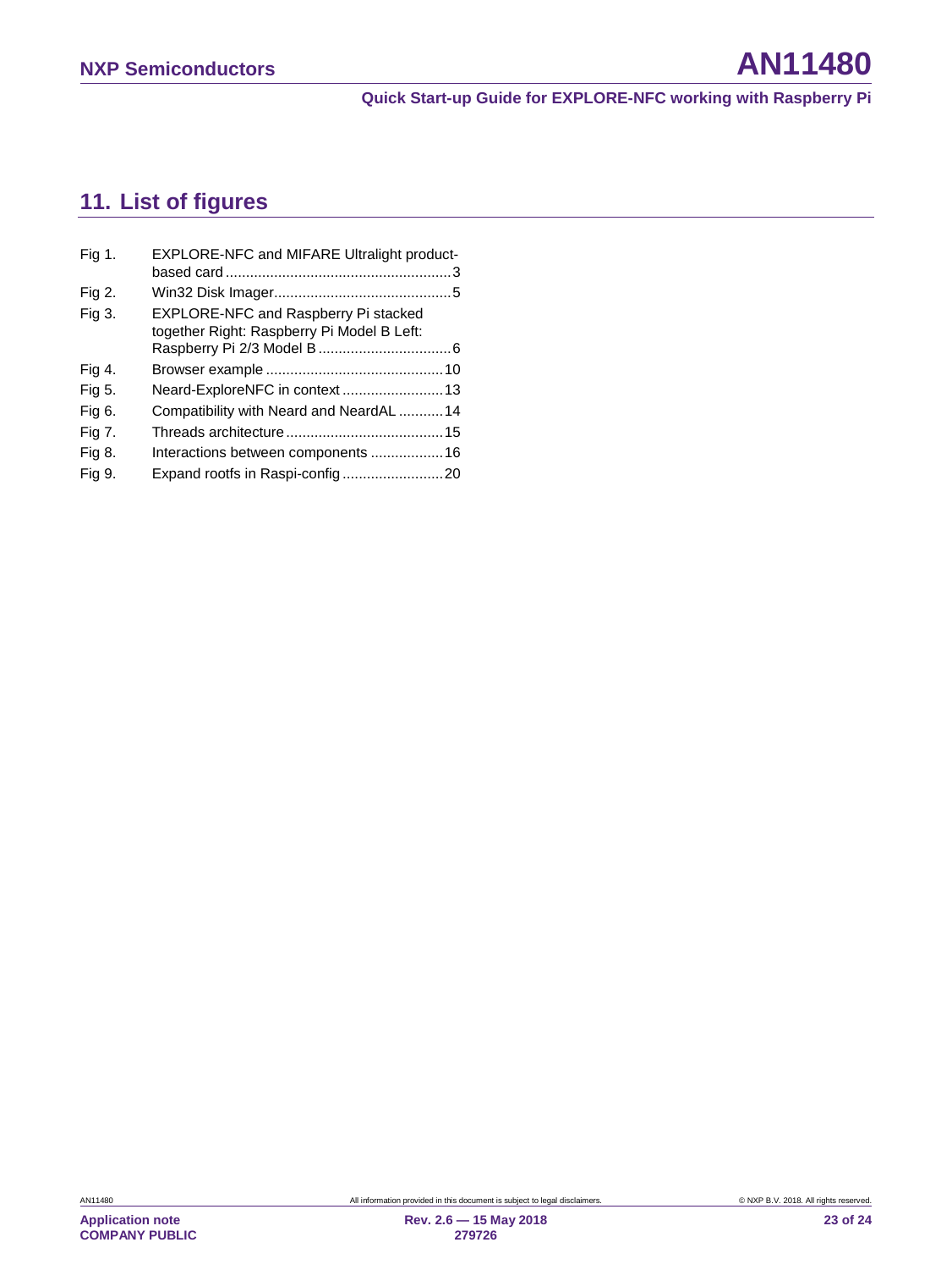## 11. List of figures

| | | |
|---|---|---|
| Fig 1. | EXPLORE-NFC and MIFARE Ultralight product-based card | 3 |
| Fig 2. | Win32 Disk Imager | 5 |
| Fig 3. | EXPLORE-NFC and Raspberry Pi stacked together Right: Raspberry Pi Model B Left: Raspberry Pi 2/3 Model B | 6 |
| Fig 4. | Browser example | 10 |
| Fig 5. | Neard-ExploreNFC in context | 13 |
| Fig 6. | Compatibility with Neard and NeardAL | 14 |
| Fig 7. | Threads architecture | 15 |
| Fig 8. | Interactions between components | 16 |
| Fig 9. | Expand rootfs in Raspi-config | 20 |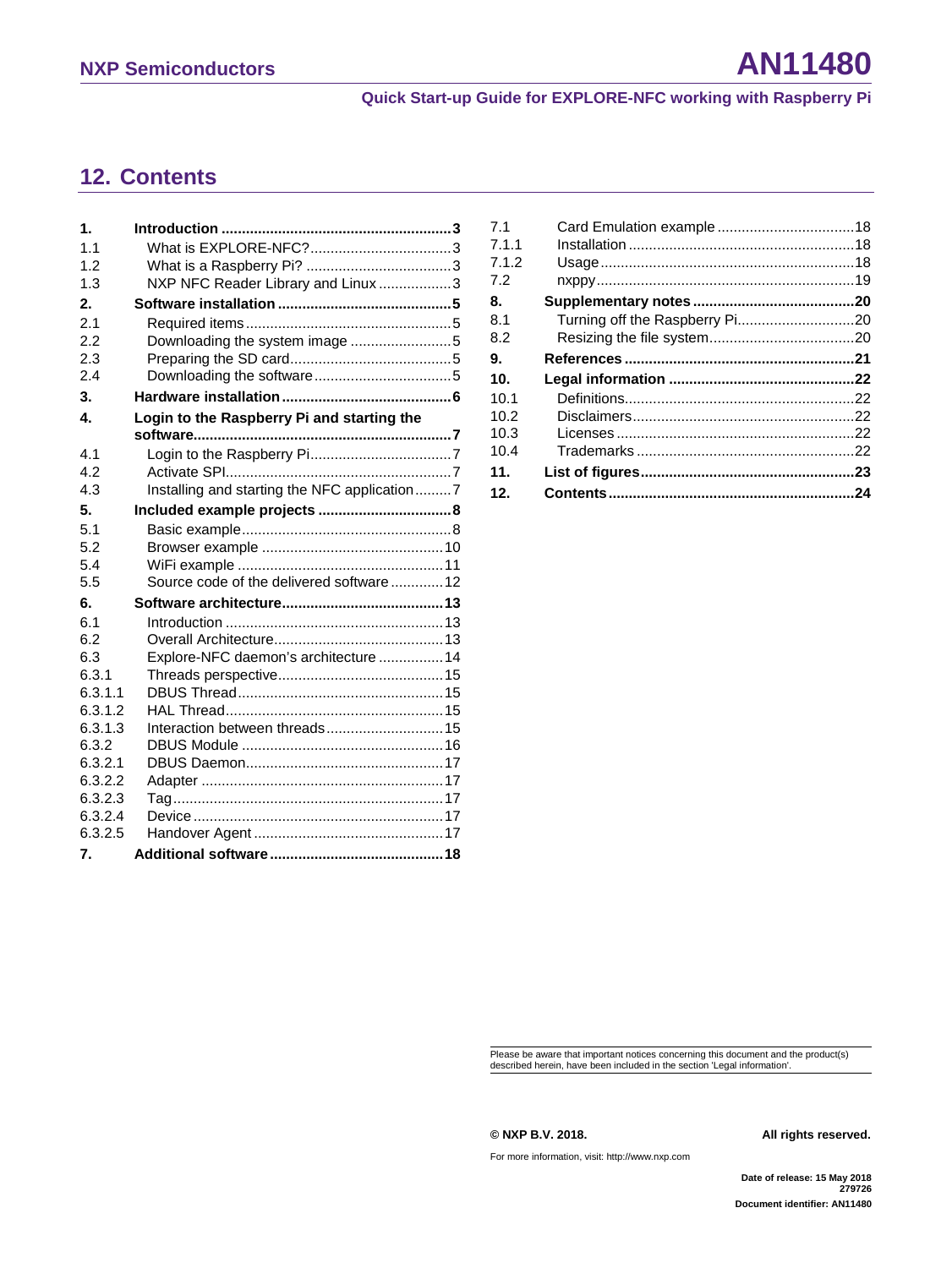## 12. Contents

| | | |
|---|---|---|
| **1.** | **Introduction** | **3** |
| 1.1 | What is EXPLORE-NFC? | 3 |
| 1.2 | What is a Raspberry Pi? | 3 |
| 1.3 | NXP NFC Reader Library and Linux | 3 |
| **2.** | **Software installation** | **5** |
| 2.1 | Required items | 5 |
| 2.2 | Downloading the system image | 5 |
| 2.3 | Preparing the SD card | 5 |
| 2.4 | Downloading the software | 5 |
| **3.** | **Hardware installation** | **6** |
| **4.** | **Login to the Raspberry Pi and starting the software** | **7** |
| 4.1 | Login to the Raspberry Pi | 7 |
| 4.2 | Activate SPI | 7 |
| 4.3 | Installing and starting the NFC application | 7 |
| **5.** | **Included example projects** | **8** |
| 5.1 | Basic example | 8 |
| 5.2 | Browser example | 10 |
| 5.4 | WiFi example | 11 |
| 5.5 | Source code of the delivered software | 12 |
| **6.** | **Software architecture** | **13** |
| 6.1 | Introduction | 13 |
| 6.2 | Overall Architecture | 13 |
| 6.3 | Explore-NFC daemon's architecture | 14 |
| 6.3.1 | Threads perspective | 15 |
| 6.3.1.1 | DBUS Thread | 15 |
| 6.3.1.2 | HAL Thread | 15 |
| 6.3.1.3 | Interaction between threads | 15 |
| 6.3.2 | DBUS Module | 16 |
| 6.3.2.1 | DBUS Daemon | 17 |
| 6.3.2.2 | Adapter | 17 |
| 6.3.2.3 | Tag | 17 |
| 6.3.2.4 | Device | 17 |
| 6.3.2.5 | Handover Agent | 17 |
| **7.** | **Additional software** | **18** |
| 7.1 | Card Emulation example | 18 |
| 7.1.1 | Installation | 18 |
| 7.1.2 | Usage | 18 |
| 7.2 | nxppy | 19 |
| **8.** | **Supplementary notes** | **20** |
| 8.1 | Turning off the Raspberry Pi | 20 |
| 8.2 | Resizing the file system | 20 |
| **9.** | **References** | **21** |
| **10.** | **Legal information** | **22** |
| 10.1 | Definitions | 22 |
| 10.2 | Disclaimers | 22 |
| 10.3 | Licenses | 22 |
| 10.4 | Trademarks | 22 |
| **11.** | **List of figures** | **23** |
| **12.** | **Contents** | **24** |

Please be aware that important notices concerning this document and the product(s) described herein, have been included in the section 'Legal information'.

**© NXP B.V. 2018. All rights reserved.**

For more information, visit: http://www.nxp.com

**Date of release: 15 May 2018**
**279726**
**Document identifier: AN11480**